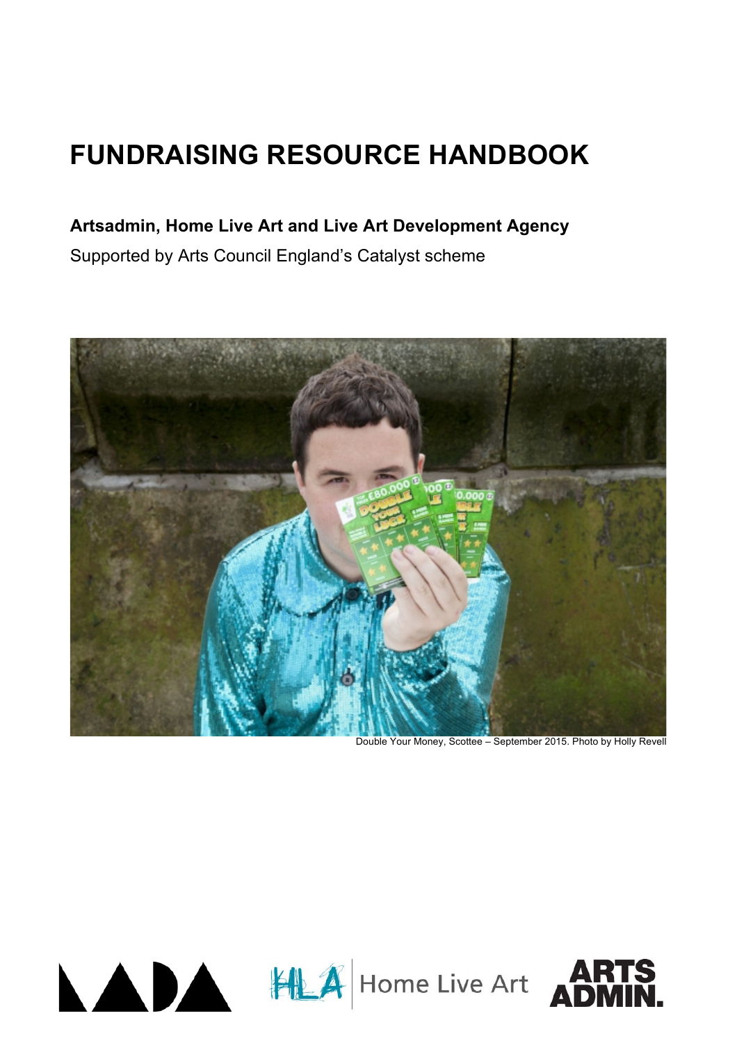# FUNDRAISING RESOURCE HANDBOOK

**Artsadmin, Home Live Art and Live Art Development Agency**

Supported by Arts Council England's Catalyst scheme

Double Your Money, Scottee – September 2015. Photo by Holly Revell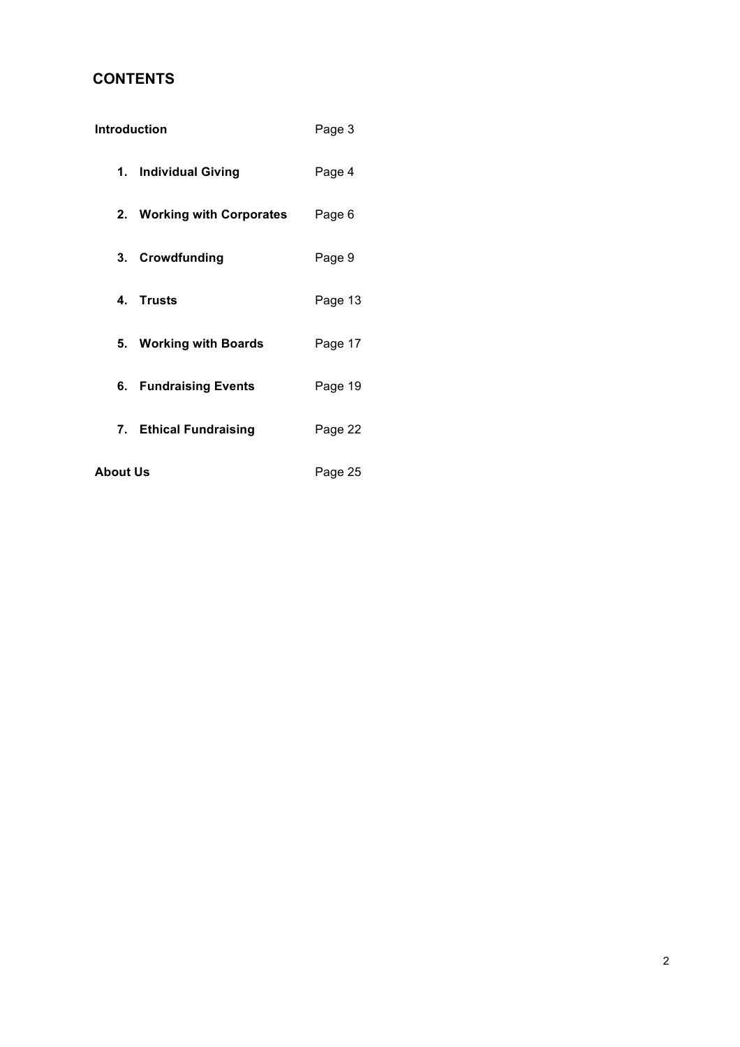## CONTENTS

| | |
|---|---|
| **Introduction** | Page 3 |
| **1. Individual Giving** | Page 4 |
| **2. Working with Corporates** | Page 6 |
| **3. Crowdfunding** | Page 9 |
| **4. Trusts** | Page 13 |
| **5. Working with Boards** | Page 17 |
| **6. Fundraising Events** | Page 19 |
| **7. Ethical Fundraising** | Page 22 |
| **About Us** | Page 25 |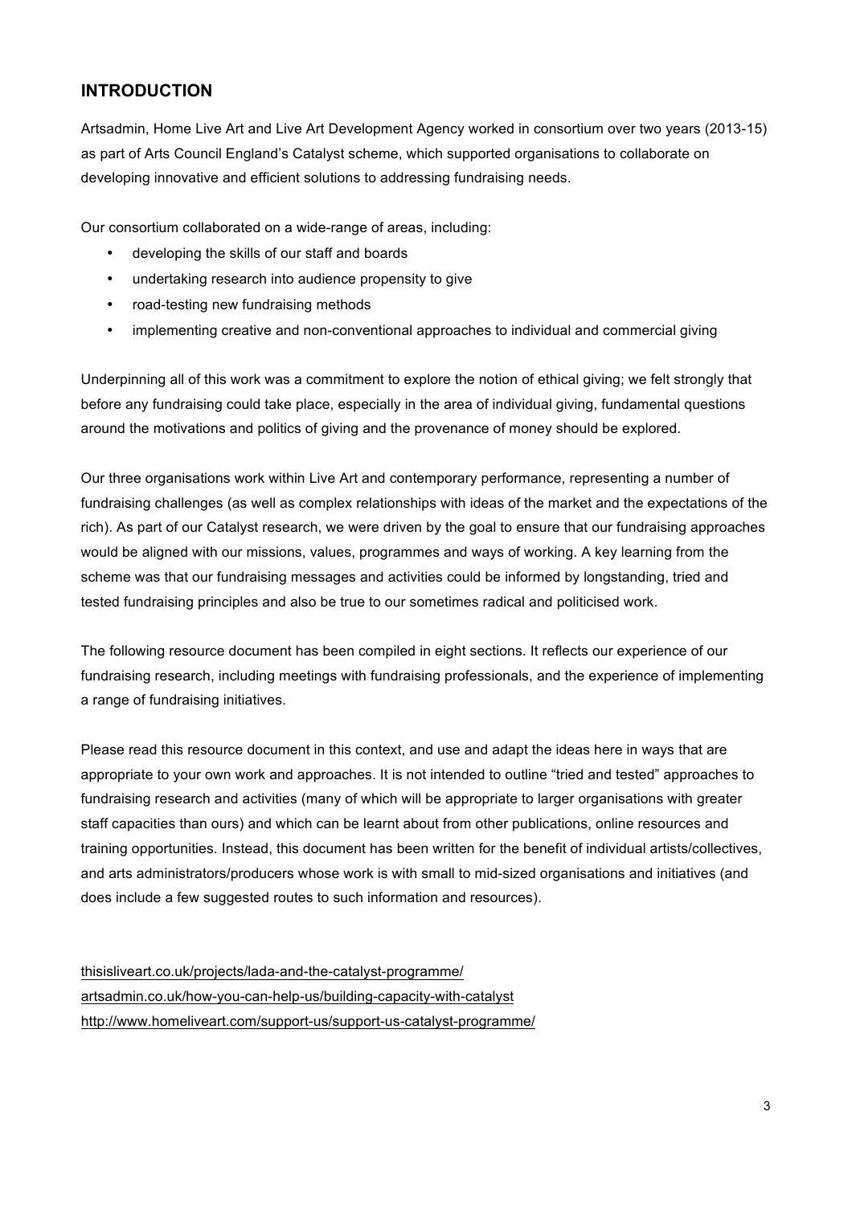## INTRODUCTION

Artsadmin, Home Live Art and Live Art Development Agency worked in consortium over two years (2013-15) as part of Arts Council England's Catalyst scheme, which supported organisations to collaborate on developing innovative and efficient solutions to addressing fundraising needs.

Our consortium collaborated on a wide-range of areas, including:

- developing the skills of our staff and boards
- undertaking research into audience propensity to give
- road-testing new fundraising methods
- implementing creative and non-conventional approaches to individual and commercial giving

Underpinning all of this work was a commitment to explore the notion of ethical giving; we felt strongly that before any fundraising could take place, especially in the area of individual giving, fundamental questions around the motivations and politics of giving and the provenance of money should be explored.

Our three organisations work within Live Art and contemporary performance, representing a number of fundraising challenges (as well as complex relationships with ideas of the market and the expectations of the rich). As part of our Catalyst research, we were driven by the goal to ensure that our fundraising approaches would be aligned with our missions, values, programmes and ways of working. A key learning from the scheme was that our fundraising messages and activities could be informed by longstanding, tried and tested fundraising principles and also be true to our sometimes radical and politicised work.

The following resource document has been compiled in eight sections. It reflects our experience of our fundraising research, including meetings with fundraising professionals, and the experience of implementing a range of fundraising initiatives.

Please read this resource document in this context, and use and adapt the ideas here in ways that are appropriate to your own work and approaches. It is not intended to outline "tried and tested" approaches to fundraising research and activities (many of which will be appropriate to larger organisations with greater staff capacities than ours) and which can be learnt about from other publications, online resources and training opportunities. Instead, this document has been written for the benefit of individual artists/collectives, and arts administrators/producers whose work is with small to mid-sized organisations and initiatives (and does include a few suggested routes to such information and resources).

thisisliveart.co.uk/projects/lada-and-the-catalyst-programme/
artsadmin.co.uk/how-you-can-help-us/building-capacity-with-catalyst
http://www.homeliveart.com/support-us/support-us-catalyst-programme/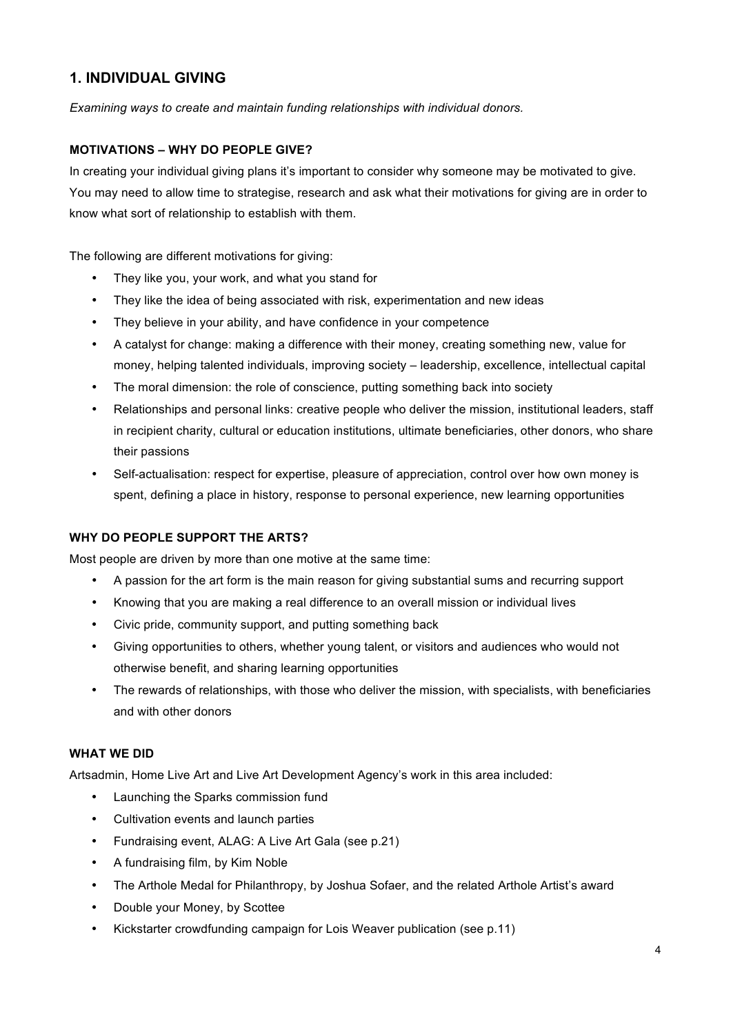## 1. INDIVIDUAL GIVING

*Examining ways to create and maintain funding relationships with individual donors.*

### MOTIVATIONS – WHY DO PEOPLE GIVE?

In creating your individual giving plans it's important to consider why someone may be motivated to give. You may need to allow time to strategise, research and ask what their motivations for giving are in order to know what sort of relationship to establish with them.

The following are different motivations for giving:

- They like you, your work, and what you stand for
- They like the idea of being associated with risk, experimentation and new ideas
- They believe in your ability, and have confidence in your competence
- A catalyst for change: making a difference with their money, creating something new, value for money, helping talented individuals, improving society – leadership, excellence, intellectual capital
- The moral dimension: the role of conscience, putting something back into society
- Relationships and personal links: creative people who deliver the mission, institutional leaders, staff in recipient charity, cultural or education institutions, ultimate beneficiaries, other donors, who share their passions
- Self-actualisation: respect for expertise, pleasure of appreciation, control over how own money is spent, defining a place in history, response to personal experience, new learning opportunities

### WHY DO PEOPLE SUPPORT THE ARTS?

Most people are driven by more than one motive at the same time:

- A passion for the art form is the main reason for giving substantial sums and recurring support
- Knowing that you are making a real difference to an overall mission or individual lives
- Civic pride, community support, and putting something back
- Giving opportunities to others, whether young talent, or visitors and audiences who would not otherwise benefit, and sharing learning opportunities
- The rewards of relationships, with those who deliver the mission, with specialists, with beneficiaries and with other donors

### WHAT WE DID

Artsadmin, Home Live Art and Live Art Development Agency's work in this area included:

- Launching the Sparks commission fund
- Cultivation events and launch parties
- Fundraising event, ALAG: A Live Art Gala (see p.21)
- A fundraising film, by Kim Noble
- The Arthole Medal for Philanthropy, by Joshua Sofaer, and the related Arthole Artist's award
- Double your Money, by Scottee
- Kickstarter crowdfunding campaign for Lois Weaver publication (see p.11)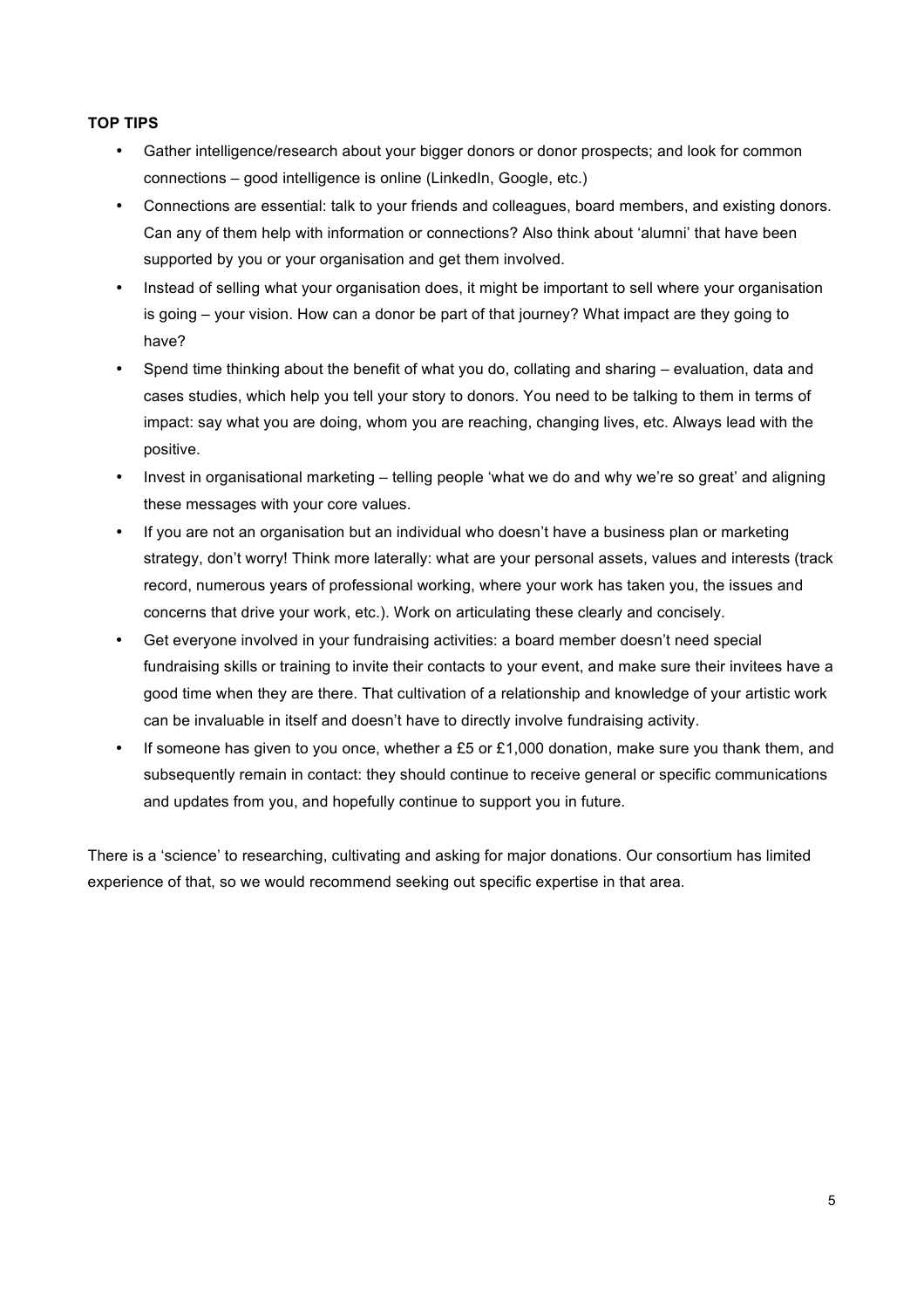**TOP TIPS**

- Gather intelligence/research about your bigger donors or donor prospects; and look for common connections – good intelligence is online (LinkedIn, Google, etc.)
- Connections are essential: talk to your friends and colleagues, board members, and existing donors. Can any of them help with information or connections? Also think about 'alumni' that have been supported by you or your organisation and get them involved.
- Instead of selling what your organisation does, it might be important to sell where your organisation is going – your vision. How can a donor be part of that journey? What impact are they going to have?
- Spend time thinking about the benefit of what you do, collating and sharing – evaluation, data and cases studies, which help you tell your story to donors. You need to be talking to them in terms of impact: say what you are doing, whom you are reaching, changing lives, etc. Always lead with the positive.
- Invest in organisational marketing – telling people 'what we do and why we're so great' and aligning these messages with your core values.
- If you are not an organisation but an individual who doesn't have a business plan or marketing strategy, don't worry! Think more laterally: what are your personal assets, values and interests (track record, numerous years of professional working, where your work has taken you, the issues and concerns that drive your work, etc.). Work on articulating these clearly and concisely.
- Get everyone involved in your fundraising activities: a board member doesn't need special fundraising skills or training to invite their contacts to your event, and make sure their invitees have a good time when they are there. That cultivation of a relationship and knowledge of your artistic work can be invaluable in itself and doesn't have to directly involve fundraising activity.
- If someone has given to you once, whether a £5 or £1,000 donation, make sure you thank them, and subsequently remain in contact: they should continue to receive general or specific communications and updates from you, and hopefully continue to support you in future.

There is a 'science' to researching, cultivating and asking for major donations. Our consortium has limited experience of that, so we would recommend seeking out specific expertise in that area.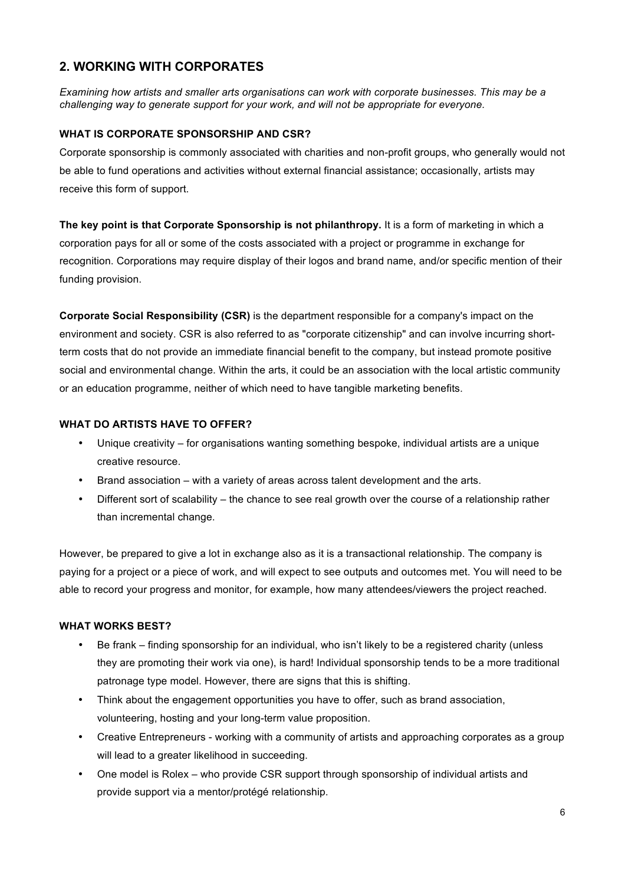## 2. WORKING WITH CORPORATES

*Examining how artists and smaller arts organisations can work with corporate businesses. This may be a challenging way to generate support for your work, and will not be appropriate for everyone.*

### WHAT IS CORPORATE SPONSORSHIP AND CSR?

Corporate sponsorship is commonly associated with charities and non-profit groups, who generally would not be able to fund operations and activities without external financial assistance; occasionally, artists may receive this form of support.

**The key point is that Corporate Sponsorship is not philanthropy.** It is a form of marketing in which a corporation pays for all or some of the costs associated with a project or programme in exchange for recognition. Corporations may require display of their logos and brand name, and/or specific mention of their funding provision.

**Corporate Social Responsibility (CSR)** is the department responsible for a company's impact on the environment and society. CSR is also referred to as "corporate citizenship" and can involve incurring short-term costs that do not provide an immediate financial benefit to the company, but instead promote positive social and environmental change. Within the arts, it could be an association with the local artistic community or an education programme, neither of which need to have tangible marketing benefits.

### WHAT DO ARTISTS HAVE TO OFFER?

- Unique creativity – for organisations wanting something bespoke, individual artists are a unique creative resource.
- Brand association – with a variety of areas across talent development and the arts.
- Different sort of scalability – the chance to see real growth over the course of a relationship rather than incremental change.

However, be prepared to give a lot in exchange also as it is a transactional relationship. The company is paying for a project or a piece of work, and will expect to see outputs and outcomes met. You will need to be able to record your progress and monitor, for example, how many attendees/viewers the project reached.

### WHAT WORKS BEST?

- Be frank – finding sponsorship for an individual, who isn't likely to be a registered charity (unless they are promoting their work via one), is hard! Individual sponsorship tends to be a more traditional patronage type model. However, there are signs that this is shifting.
- Think about the engagement opportunities you have to offer, such as brand association, volunteering, hosting and your long-term value proposition.
- Creative Entrepreneurs - working with a community of artists and approaching corporates as a group will lead to a greater likelihood in succeeding.
- One model is Rolex – who provide CSR support through sponsorship of individual artists and provide support via a mentor/protégé relationship.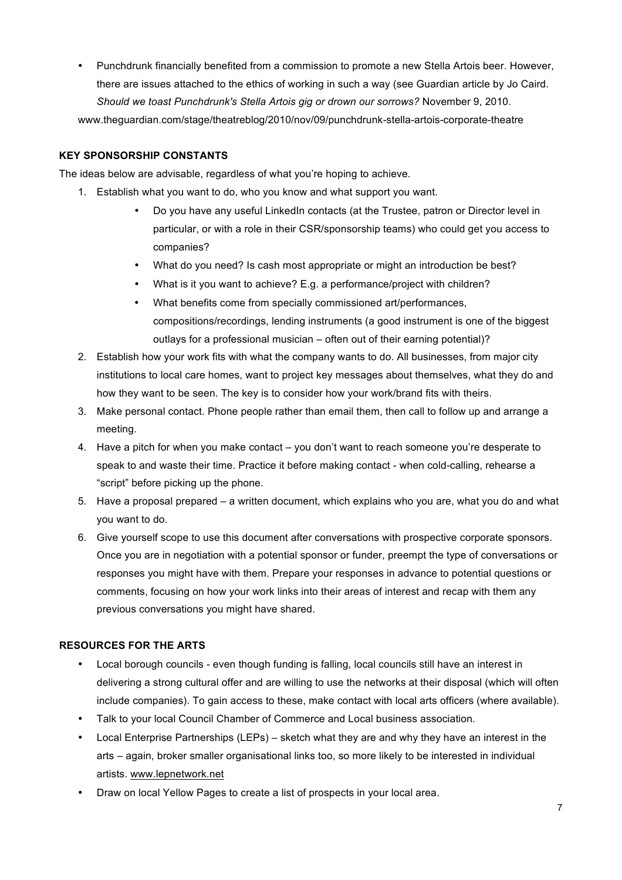- Punchdrunk financially benefited from a commission to promote a new Stella Artois beer. However, there are issues attached to the ethics of working in such a way (see Guardian article by Jo Caird. *Should we toast Punchdrunk's Stella Artois gig or drown our sorrows?* November 9, 2010.

www.theguardian.com/stage/theatreblog/2010/nov/09/punchdrunk-stella-artois-corporate-theatre

**KEY SPONSORSHIP CONSTANTS**

The ideas below are advisable, regardless of what you're hoping to achieve.

1. Establish what you want to do, who you know and what support you want.
    - Do you have any useful LinkedIn contacts (at the Trustee, patron or Director level in particular, or with a role in their CSR/sponsorship teams) who could get you access to companies?
    - What do you need? Is cash most appropriate or might an introduction be best?
    - What is it you want to achieve? E.g. a performance/project with children?
    - What benefits come from specially commissioned art/performances, compositions/recordings, lending instruments (a good instrument is one of the biggest outlays for a professional musician – often out of their earning potential)?
2. Establish how your work fits with what the company wants to do. All businesses, from major city institutions to local care homes, want to project key messages about themselves, what they do and how they want to be seen. The key is to consider how your work/brand fits with theirs.
3. Make personal contact. Phone people rather than email them, then call to follow up and arrange a meeting.
4. Have a pitch for when you make contact – you don't want to reach someone you're desperate to speak to and waste their time. Practice it before making contact - when cold-calling, rehearse a "script" before picking up the phone.
5. Have a proposal prepared – a written document, which explains who you are, what you do and what you want to do.
6. Give yourself scope to use this document after conversations with prospective corporate sponsors. Once you are in negotiation with a potential sponsor or funder, preempt the type of conversations or responses you might have with them. Prepare your responses in advance to potential questions or comments, focusing on how your work links into their areas of interest and recap with them any previous conversations you might have shared.

**RESOURCES FOR THE ARTS**

- Local borough councils - even though funding is falling, local councils still have an interest in delivering a strong cultural offer and are willing to use the networks at their disposal (which will often include companies). To gain access to these, make contact with local arts officers (where available).
- Talk to your local Council Chamber of Commerce and Local business association.
- Local Enterprise Partnerships (LEPs) – sketch what they are and why they have an interest in the arts – again, broker smaller organisational links too, so more likely to be interested in individual artists. www.lepnetwork.net
- Draw on local Yellow Pages to create a list of prospects in your local area.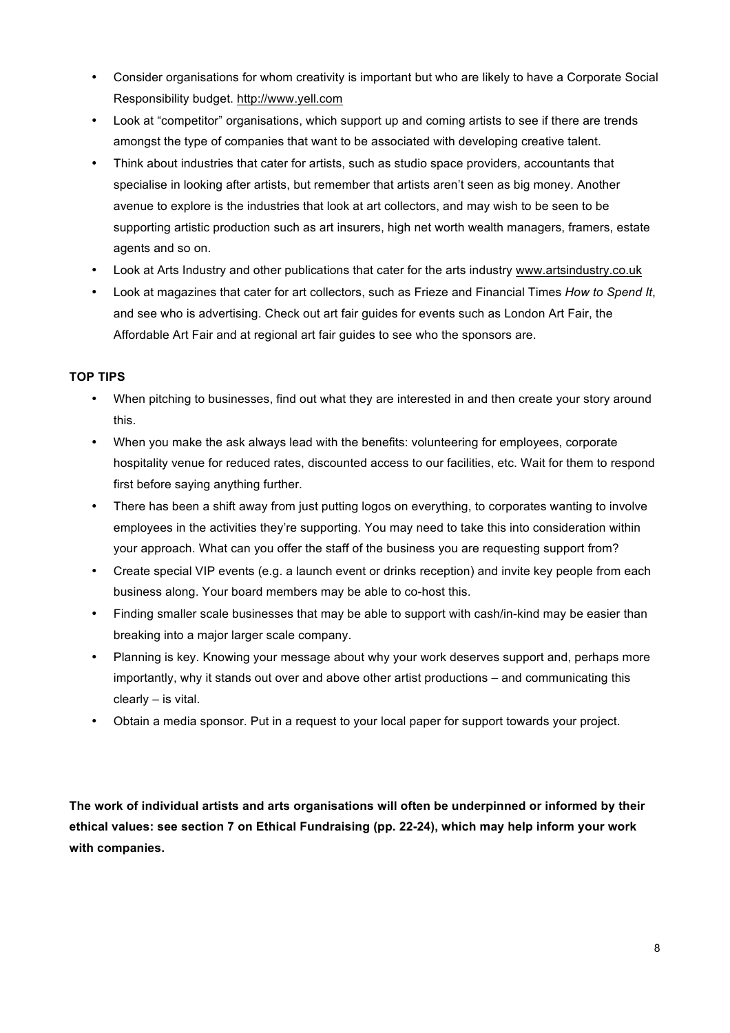- Consider organisations for whom creativity is important but who are likely to have a Corporate Social Responsibility budget. http://www.yell.com
- Look at "competitor" organisations, which support up and coming artists to see if there are trends amongst the type of companies that want to be associated with developing creative talent.
- Think about industries that cater for artists, such as studio space providers, accountants that specialise in looking after artists, but remember that artists aren't seen as big money. Another avenue to explore is the industries that look at art collectors, and may wish to be seen to be supporting artistic production such as art insurers, high net worth wealth managers, framers, estate agents and so on.
- Look at Arts Industry and other publications that cater for the arts industry www.artsindustry.co.uk
- Look at magazines that cater for art collectors, such as Frieze and Financial Times *How to Spend It*, and see who is advertising. Check out art fair guides for events such as London Art Fair, the Affordable Art Fair and at regional art fair guides to see who the sponsors are.

**TOP TIPS**

- When pitching to businesses, find out what they are interested in and then create your story around this.
- When you make the ask always lead with the benefits: volunteering for employees, corporate hospitality venue for reduced rates, discounted access to our facilities, etc. Wait for them to respond first before saying anything further.
- There has been a shift away from just putting logos on everything, to corporates wanting to involve employees in the activities they're supporting. You may need to take this into consideration within your approach. What can you offer the staff of the business you are requesting support from?
- Create special VIP events (e.g. a launch event or drinks reception) and invite key people from each business along. Your board members may be able to co-host this.
- Finding smaller scale businesses that may be able to support with cash/in-kind may be easier than breaking into a major larger scale company.
- Planning is key. Knowing your message about why your work deserves support and, perhaps more importantly, why it stands out over and above other artist productions – and communicating this clearly – is vital.
- Obtain a media sponsor. Put in a request to your local paper for support towards your project.

**The work of individual artists and arts organisations will often be underpinned or informed by their ethical values: see section 7 on Ethical Fundraising (pp. 22-24), which may help inform your work with companies.**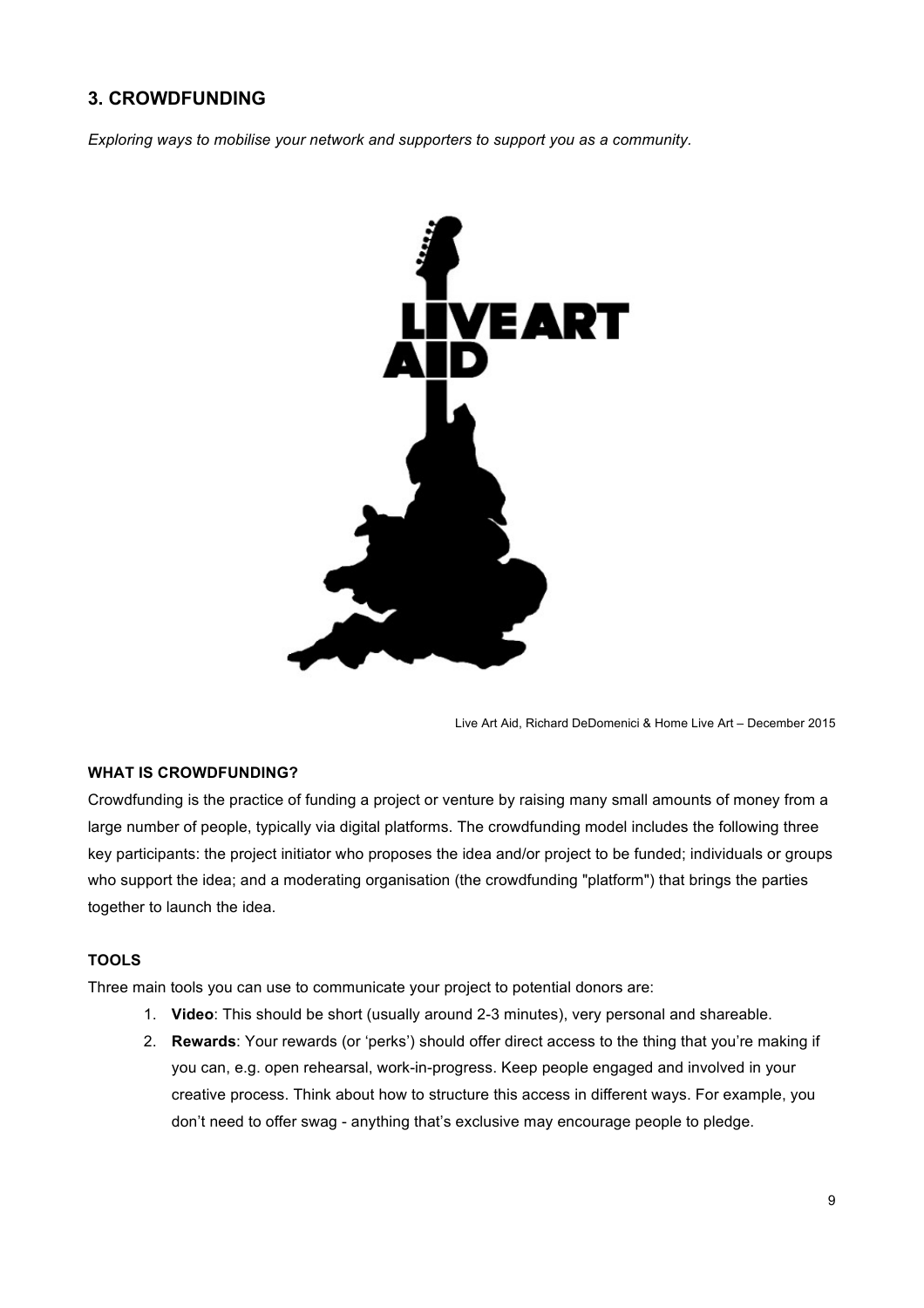## 3. CROWDFUNDING

*Exploring ways to mobilise your network and supporters to support you as a community.*

Live Art Aid, Richard DeDomenici & Home Live Art – December 2015

#### WHAT IS CROWDFUNDING?

Crowdfunding is the practice of funding a project or venture by raising many small amounts of money from a large number of people, typically via digital platforms. The crowdfunding model includes the following three key participants: the project initiator who proposes the idea and/or project to be funded; individuals or groups who support the idea; and a moderating organisation (the crowdfunding "platform") that brings the parties together to launch the idea.

#### TOOLS

Three main tools you can use to communicate your project to potential donors are:

1. **Video**: This should be short (usually around 2-3 minutes), very personal and shareable.
2. **Rewards**: Your rewards (or 'perks') should offer direct access to the thing that you're making if you can, e.g. open rehearsal, work-in-progress. Keep people engaged and involved in your creative process. Think about how to structure this access in different ways. For example, you don't need to offer swag - anything that's exclusive may encourage people to pledge.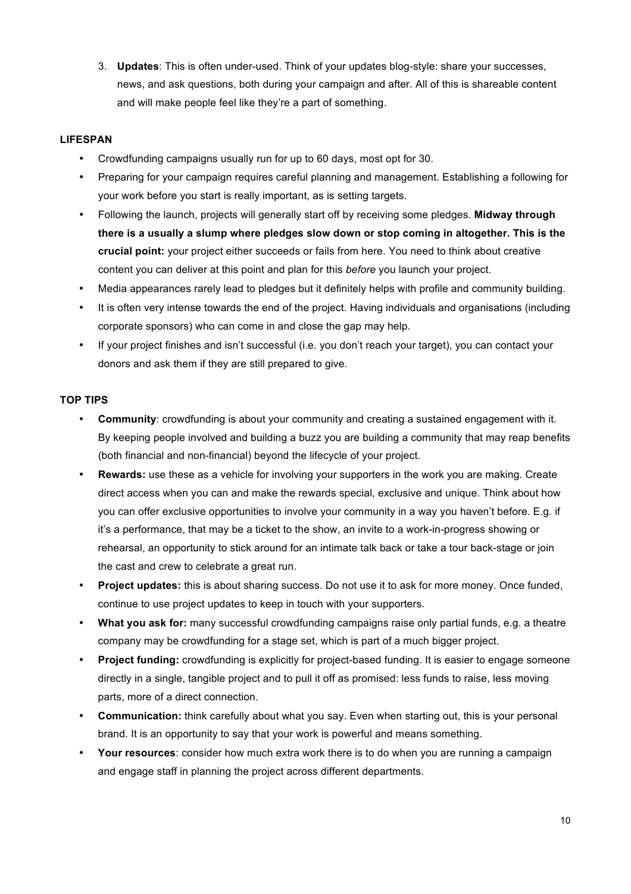3. **Updates**: This is often under-used. Think of your updates blog-style: share your successes, news, and ask questions, both during your campaign and after. All of this is shareable content and will make people feel like they're a part of something.

**LIFESPAN**

- Crowdfunding campaigns usually run for up to 60 days, most opt for 30.
- Preparing for your campaign requires careful planning and management. Establishing a following for your work before you start is really important, as is setting targets.
- Following the launch, projects will generally start off by receiving some pledges. **Midway through there is a usually a slump where pledges slow down or stop coming in altogether. This is the crucial point:** your project either succeeds or fails from here. You need to think about creative content you can deliver at this point and plan for this *before* you launch your project.
- Media appearances rarely lead to pledges but it definitely helps with profile and community building.
- It is often very intense towards the end of the project. Having individuals and organisations (including corporate sponsors) who can come in and close the gap may help.
- If your project finishes and isn't successful (i.e. you don't reach your target), you can contact your donors and ask them if they are still prepared to give.

**TOP TIPS**

- **Community**: crowdfunding is about your community and creating a sustained engagement with it. By keeping people involved and building a buzz you are building a community that may reap benefits (both financial and non-financial) beyond the lifecycle of your project.
- **Rewards:** use these as a vehicle for involving your supporters in the work you are making. Create direct access when you can and make the rewards special, exclusive and unique. Think about how you can offer exclusive opportunities to involve your community in a way you haven't before. E.g. if it's a performance, that may be a ticket to the show, an invite to a work-in-progress showing or rehearsal, an opportunity to stick around for an intimate talk back or take a tour back-stage or join the cast and crew to celebrate a great run.
- **Project updates:** this is about sharing success. Do not use it to ask for more money. Once funded, continue to use project updates to keep in touch with your supporters.
- **What you ask for:** many successful crowdfunding campaigns raise only partial funds, e.g. a theatre company may be crowdfunding for a stage set, which is part of a much bigger project.
- **Project funding:** crowdfunding is explicitly for project-based funding. It is easier to engage someone directly in a single, tangible project and to pull it off as promised: less funds to raise, less moving parts, more of a direct connection.
- **Communication:** think carefully about what you say. Even when starting out, this is your personal brand. It is an opportunity to say that your work is powerful and means something.
- **Your resources**: consider how much extra work there is to do when you are running a campaign and engage staff in planning the project across different departments.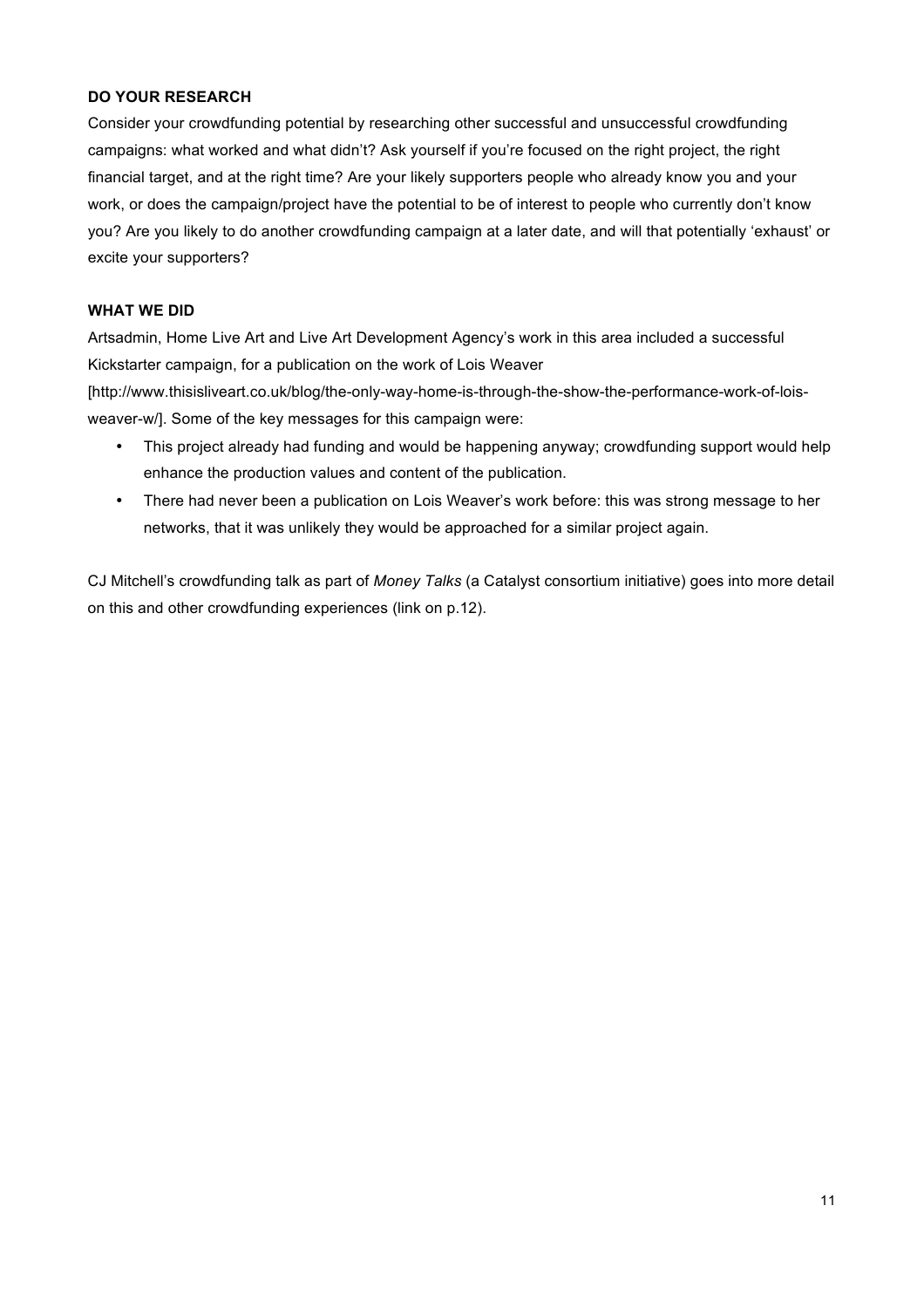**DO YOUR RESEARCH**

Consider your crowdfunding potential by researching other successful and unsuccessful crowdfunding campaigns: what worked and what didn't? Ask yourself if you're focused on the right project, the right financial target, and at the right time? Are your likely supporters people who already know you and your work, or does the campaign/project have the potential to be of interest to people who currently don't know you? Are you likely to do another crowdfunding campaign at a later date, and will that potentially 'exhaust' or excite your supporters?

**WHAT WE DID**

Artsadmin, Home Live Art and Live Art Development Agency's work in this area included a successful Kickstarter campaign, for a publication on the work of Lois Weaver [http://www.thisisliveart.co.uk/blog/the-only-way-home-is-through-the-show-the-performance-work-of-lois-weaver-w/]. Some of the key messages for this campaign were:

- This project already had funding and would be happening anyway; crowdfunding support would help enhance the production values and content of the publication.
- There had never been a publication on Lois Weaver's work before: this was strong message to her networks, that it was unlikely they would be approached for a similar project again.

CJ Mitchell's crowdfunding talk as part of *Money Talks* (a Catalyst consortium initiative) goes into more detail on this and other crowdfunding experiences (link on p.12).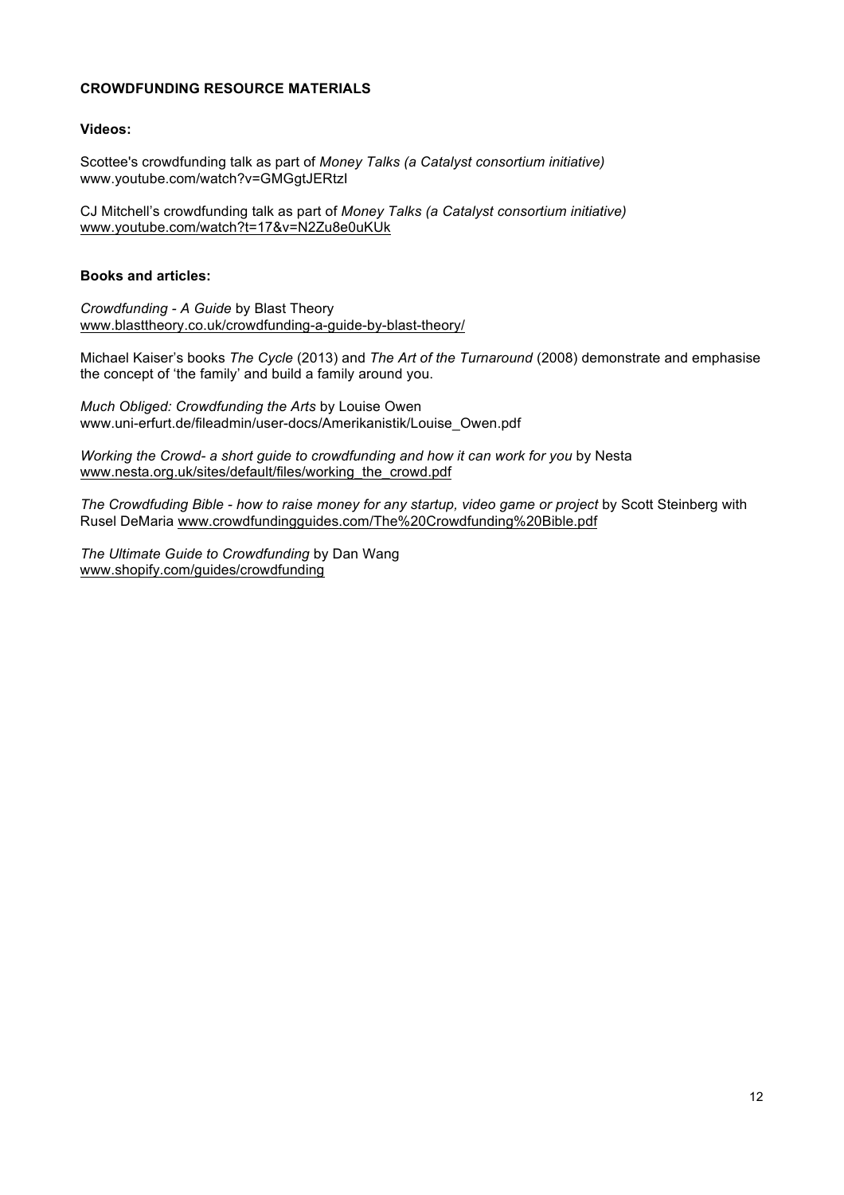## CROWDFUNDING RESOURCE MATERIALS

### Videos:

Scottee's crowdfunding talk as part of *Money Talks (a Catalyst consortium initiative)*
www.youtube.com/watch?v=GMGgtJERtzI

CJ Mitchell's crowdfunding talk as part of *Money Talks (a Catalyst consortium initiative)*
www.youtube.com/watch?t=17&v=N2Zu8e0uKUk

### Books and articles:

*Crowdfunding - A Guide* by Blast Theory
www.blasttheory.co.uk/crowdfunding-a-guide-by-blast-theory/

Michael Kaiser's books *The Cycle* (2013) and *The Art of the Turnaround* (2008) demonstrate and emphasise the concept of 'the family' and build a family around you.

*Much Obliged: Crowdfunding the Arts* by Louise Owen
www.uni-erfurt.de/fileadmin/user-docs/Amerikanistik/Louise_Owen.pdf

*Working the Crowd- a short guide to crowdfunding and how it can work for you* by Nesta
www.nesta.org.uk/sites/default/files/working_the_crowd.pdf

*The Crowdfuding Bible - how to raise money for any startup, video game or project* by Scott Steinberg with Rusel DeMaria www.crowdfundingguides.com/The%20Crowdfunding%20Bible.pdf

*The Ultimate Guide to Crowdfunding* by Dan Wang
www.shopify.com/guides/crowdfunding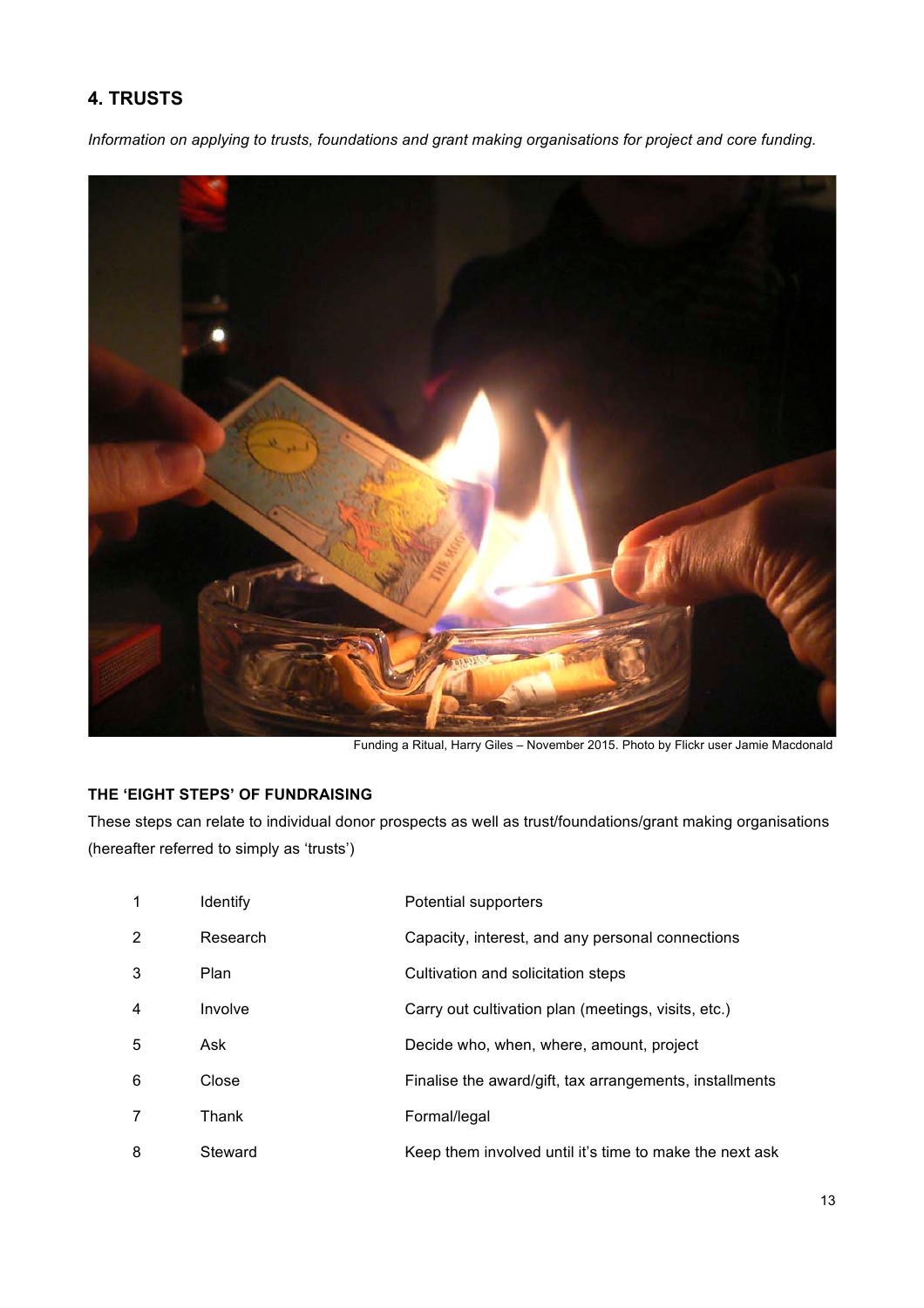## 4. TRUSTS

*Information on applying to trusts, foundations and grant making organisations for project and core funding.*

Funding a Ritual, Harry Giles – November 2015. Photo by Flickr user Jamie Macdonald

### THE 'EIGHT STEPS' OF FUNDRAISING

These steps can relate to individual donor prospects as well as trust/foundations/grant making organisations (hereafter referred to simply as 'trusts')

| | | |
|---|---|---|
| 1 | Identify | Potential supporters |
| 2 | Research | Capacity, interest, and any personal connections |
| 3 | Plan | Cultivation and solicitation steps |
| 4 | Involve | Carry out cultivation plan (meetings, visits, etc.) |
| 5 | Ask | Decide who, when, where, amount, project |
| 6 | Close | Finalise the award/gift, tax arrangements, installments |
| 7 | Thank | Formal/legal |
| 8 | Steward | Keep them involved until it's time to make the next ask |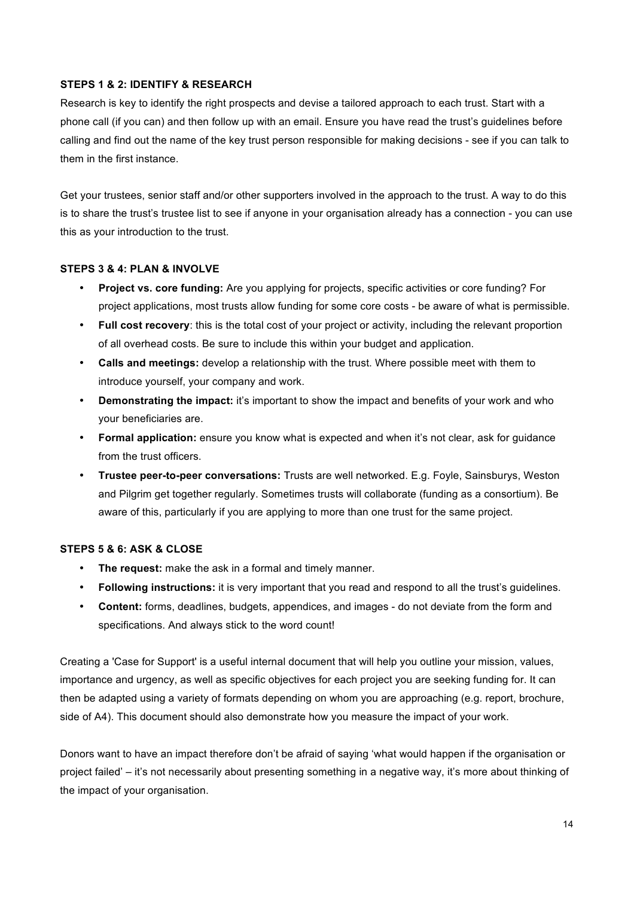### STEPS 1 & 2: IDENTIFY & RESEARCH

Research is key to identify the right prospects and devise a tailored approach to each trust. Start with a phone call (if you can) and then follow up with an email. Ensure you have read the trust's guidelines before calling and find out the name of the key trust person responsible for making decisions - see if you can talk to them in the first instance.

Get your trustees, senior staff and/or other supporters involved in the approach to the trust. A way to do this is to share the trust's trustee list to see if anyone in your organisation already has a connection - you can use this as your introduction to the trust.

### STEPS 3 & 4: PLAN & INVOLVE

- **Project vs. core funding:** Are you applying for projects, specific activities or core funding? For project applications, most trusts allow funding for some core costs - be aware of what is permissible.
- **Full cost recovery**: this is the total cost of your project or activity, including the relevant proportion of all overhead costs. Be sure to include this within your budget and application.
- **Calls and meetings:** develop a relationship with the trust. Where possible meet with them to introduce yourself, your company and work.
- **Demonstrating the impact:** it's important to show the impact and benefits of your work and who your beneficiaries are.
- **Formal application:** ensure you know what is expected and when it's not clear, ask for guidance from the trust officers.
- **Trustee peer-to-peer conversations:** Trusts are well networked. E.g. Foyle, Sainsburys, Weston and Pilgrim get together regularly. Sometimes trusts will collaborate (funding as a consortium). Be aware of this, particularly if you are applying to more than one trust for the same project.

### STEPS 5 & 6: ASK & CLOSE

- **The request:** make the ask in a formal and timely manner.
- **Following instructions:** it is very important that you read and respond to all the trust's guidelines.
- **Content:** forms, deadlines, budgets, appendices, and images - do not deviate from the form and specifications. And always stick to the word count!

Creating a 'Case for Support' is a useful internal document that will help you outline your mission, values, importance and urgency, as well as specific objectives for each project you are seeking funding for. It can then be adapted using a variety of formats depending on whom you are approaching (e.g. report, brochure, side of A4). This document should also demonstrate how you measure the impact of your work.

Donors want to have an impact therefore don't be afraid of saying 'what would happen if the organisation or project failed' – it's not necessarily about presenting something in a negative way, it's more about thinking of the impact of your organisation.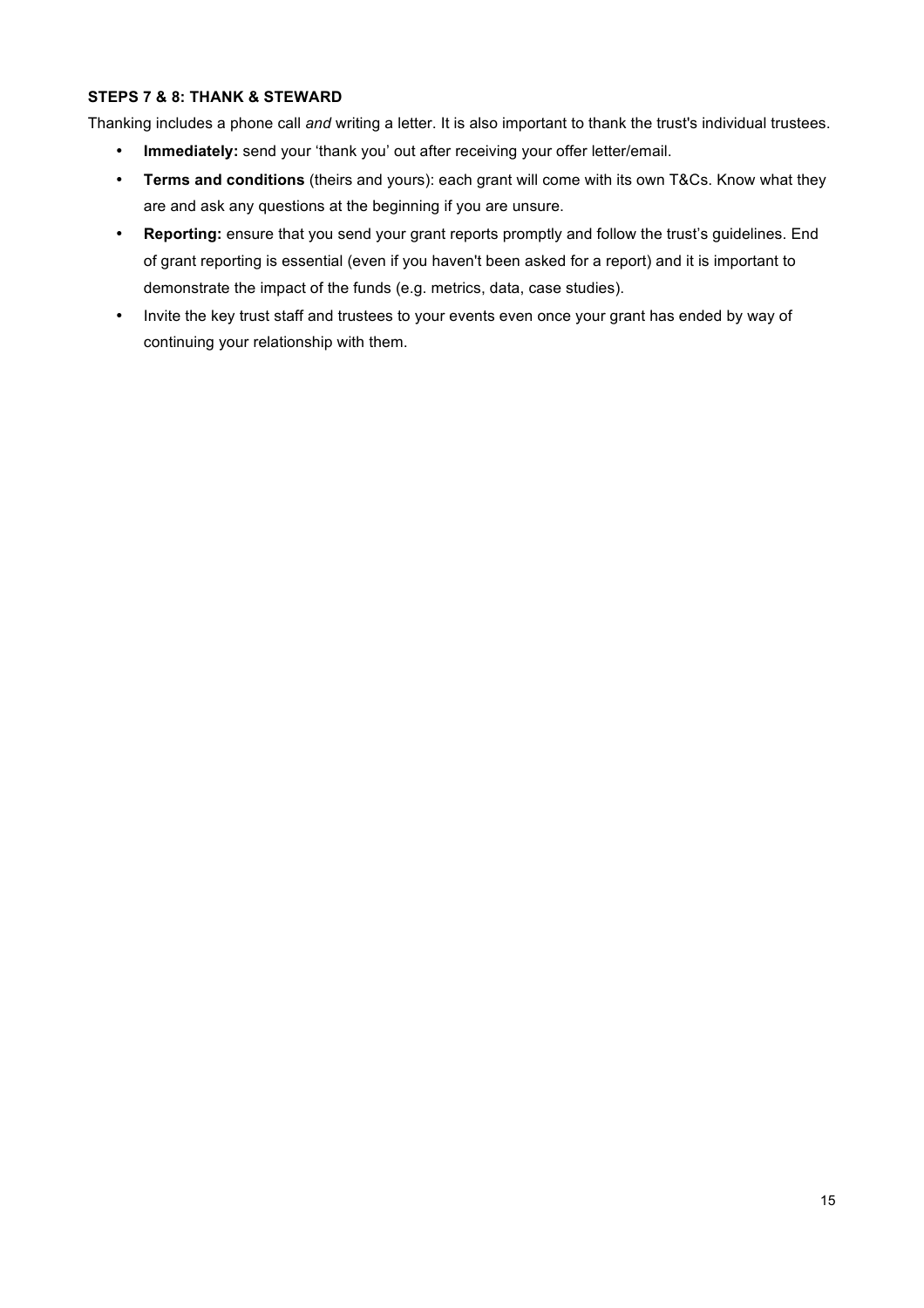### STEPS 7 & 8: THANK & STEWARD

Thanking includes a phone call *and* writing a letter. It is also important to thank the trust's individual trustees.

- **Immediately:** send your 'thank you' out after receiving your offer letter/email.
- **Terms and conditions** (theirs and yours): each grant will come with its own T&Cs. Know what they are and ask any questions at the beginning if you are unsure.
- **Reporting:** ensure that you send your grant reports promptly and follow the trust's guidelines. End of grant reporting is essential (even if you haven't been asked for a report) and it is important to demonstrate the impact of the funds (e.g. metrics, data, case studies).
- Invite the key trust staff and trustees to your events even once your grant has ended by way of continuing your relationship with them.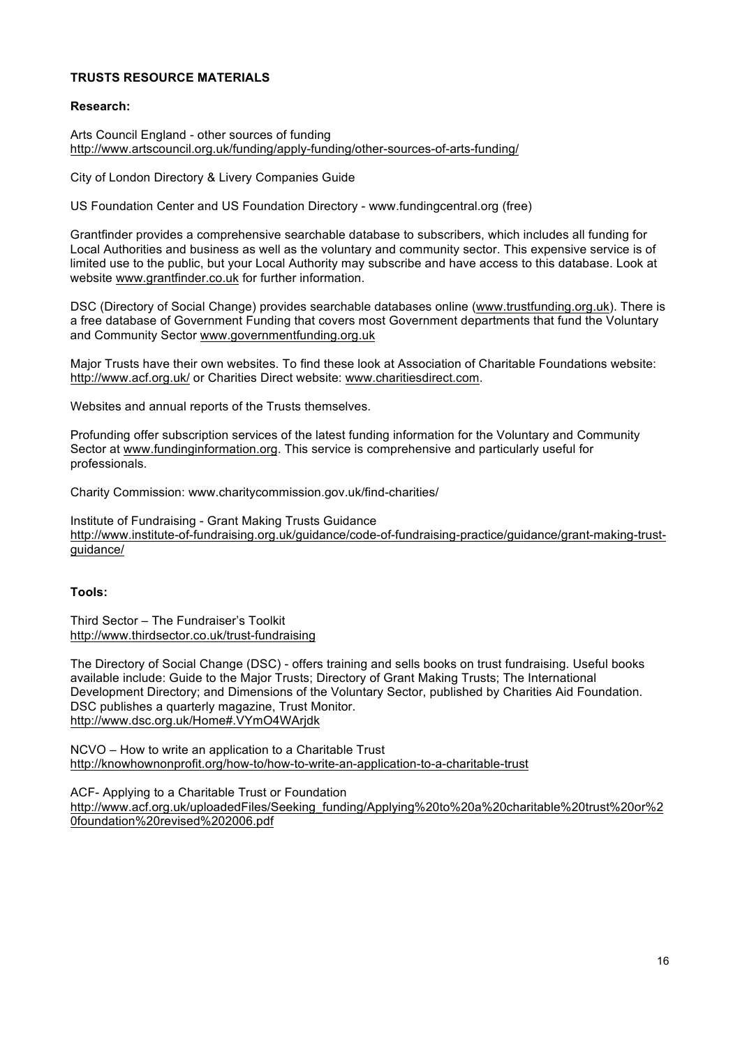## TRUSTS RESOURCE MATERIALS

### Research:

Arts Council England - other sources of funding
http://www.artscouncil.org.uk/funding/apply-funding/other-sources-of-arts-funding/

City of London Directory & Livery Companies Guide

US Foundation Center and US Foundation Directory - www.fundingcentral.org (free)

Grantfinder provides a comprehensive searchable database to subscribers, which includes all funding for Local Authorities and business as well as the voluntary and community sector. This expensive service is of limited use to the public, but your Local Authority may subscribe and have access to this database. Look at website www.grantfinder.co.uk for further information.

DSC (Directory of Social Change) provides searchable databases online (www.trustfunding.org.uk). There is a free database of Government Funding that covers most Government departments that fund the Voluntary and Community Sector www.governmentfunding.org.uk

Major Trusts have their own websites. To find these look at Association of Charitable Foundations website: http://www.acf.org.uk/ or Charities Direct website: www.charitiesdirect.com.

Websites and annual reports of the Trusts themselves.

Profunding offer subscription services of the latest funding information for the Voluntary and Community Sector at www.fundinginformation.org. This service is comprehensive and particularly useful for professionals.

Charity Commission: www.charitycommission.gov.uk/find-charities/

Institute of Fundraising - Grant Making Trusts Guidance
http://www.institute-of-fundraising.org.uk/guidance/code-of-fundraising-practice/guidance/grant-making-trust-guidance/

### Tools:

Third Sector – The Fundraiser's Toolkit
http://www.thirdsector.co.uk/trust-fundraising

The Directory of Social Change (DSC) - offers training and sells books on trust fundraising. Useful books available include: Guide to the Major Trusts; Directory of Grant Making Trusts; The International Development Directory; and Dimensions of the Voluntary Sector, published by Charities Aid Foundation. DSC publishes a quarterly magazine, Trust Monitor.
http://www.dsc.org.uk/Home#.VYmO4WArjdk

NCVO – How to write an application to a Charitable Trust
http://knowhownonprofit.org/how-to/how-to-write-an-application-to-a-charitable-trust

ACF- Applying to a Charitable Trust or Foundation
http://www.acf.org.uk/uploadedFiles/Seeking_funding/Applying%20to%20a%20charitable%20trust%20or%20foundation%20revised%202006.pdf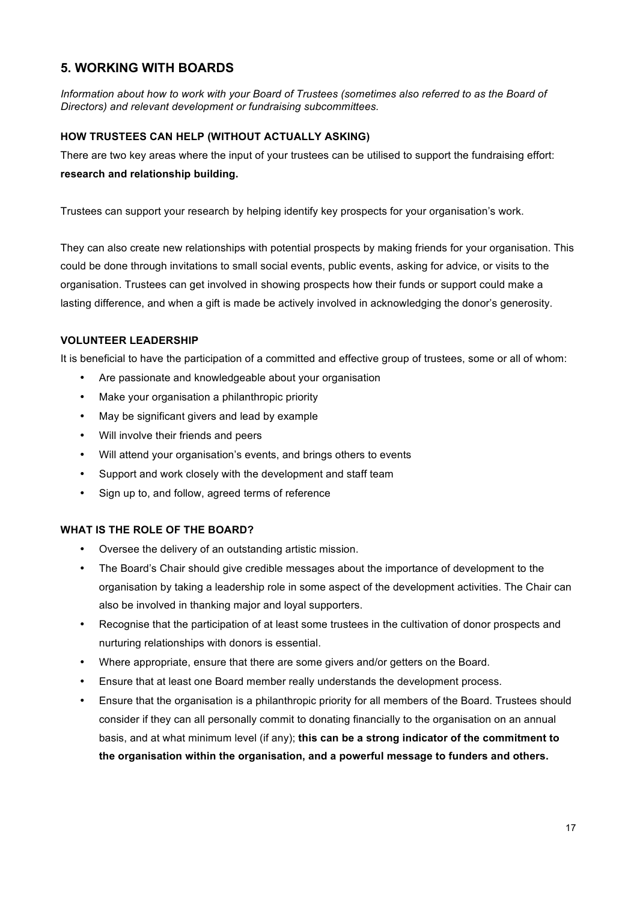## 5. WORKING WITH BOARDS

*Information about how to work with your Board of Trustees (sometimes also referred to as the Board of Directors) and relevant development or fundraising subcommittees.*

### HOW TRUSTEES CAN HELP (WITHOUT ACTUALLY ASKING)

There are two key areas where the input of your trustees can be utilised to support the fundraising effort: **research and relationship building.**

Trustees can support your research by helping identify key prospects for your organisation's work.

They can also create new relationships with potential prospects by making friends for your organisation. This could be done through invitations to small social events, public events, asking for advice, or visits to the organisation. Trustees can get involved in showing prospects how their funds or support could make a lasting difference, and when a gift is made be actively involved in acknowledging the donor's generosity.

### VOLUNTEER LEADERSHIP

It is beneficial to have the participation of a committed and effective group of trustees, some or all of whom:

- Are passionate and knowledgeable about your organisation
- Make your organisation a philanthropic priority
- May be significant givers and lead by example
- Will involve their friends and peers
- Will attend your organisation's events, and brings others to events
- Support and work closely with the development and staff team
- Sign up to, and follow, agreed terms of reference

### WHAT IS THE ROLE OF THE BOARD?

- Oversee the delivery of an outstanding artistic mission.
- The Board's Chair should give credible messages about the importance of development to the organisation by taking a leadership role in some aspect of the development activities. The Chair can also be involved in thanking major and loyal supporters.
- Recognise that the participation of at least some trustees in the cultivation of donor prospects and nurturing relationships with donors is essential.
- Where appropriate, ensure that there are some givers and/or getters on the Board.
- Ensure that at least one Board member really understands the development process.
- Ensure that the organisation is a philanthropic priority for all members of the Board. Trustees should consider if they can all personally commit to donating financially to the organisation on an annual basis, and at what minimum level (if any); **this can be a strong indicator of the commitment to the organisation within the organisation, and a powerful message to funders and others.**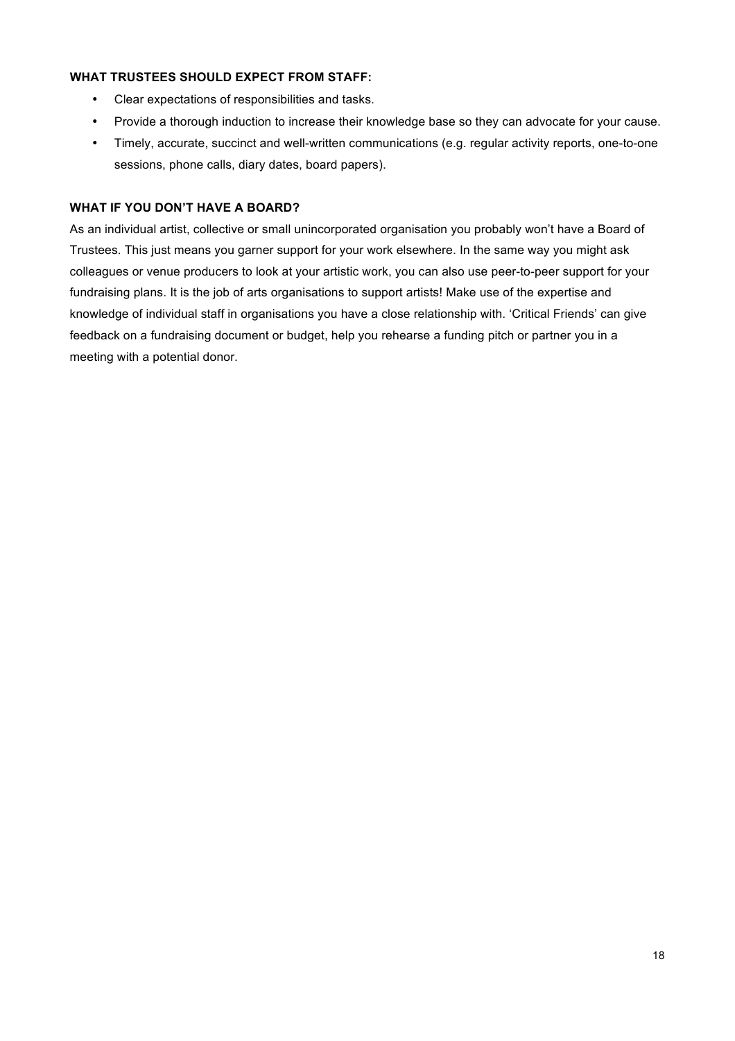**WHAT TRUSTEES SHOULD EXPECT FROM STAFF:**

- Clear expectations of responsibilities and tasks.
- Provide a thorough induction to increase their knowledge base so they can advocate for your cause.
- Timely, accurate, succinct and well-written communications (e.g. regular activity reports, one-to-one sessions, phone calls, diary dates, board papers).

**WHAT IF YOU DON'T HAVE A BOARD?**

As an individual artist, collective or small unincorporated organisation you probably won't have a Board of Trustees. This just means you garner support for your work elsewhere. In the same way you might ask colleagues or venue producers to look at your artistic work, you can also use peer-to-peer support for your fundraising plans. It is the job of arts organisations to support artists! Make use of the expertise and knowledge of individual staff in organisations you have a close relationship with. 'Critical Friends' can give feedback on a fundraising document or budget, help you rehearse a funding pitch or partner you in a meeting with a potential donor.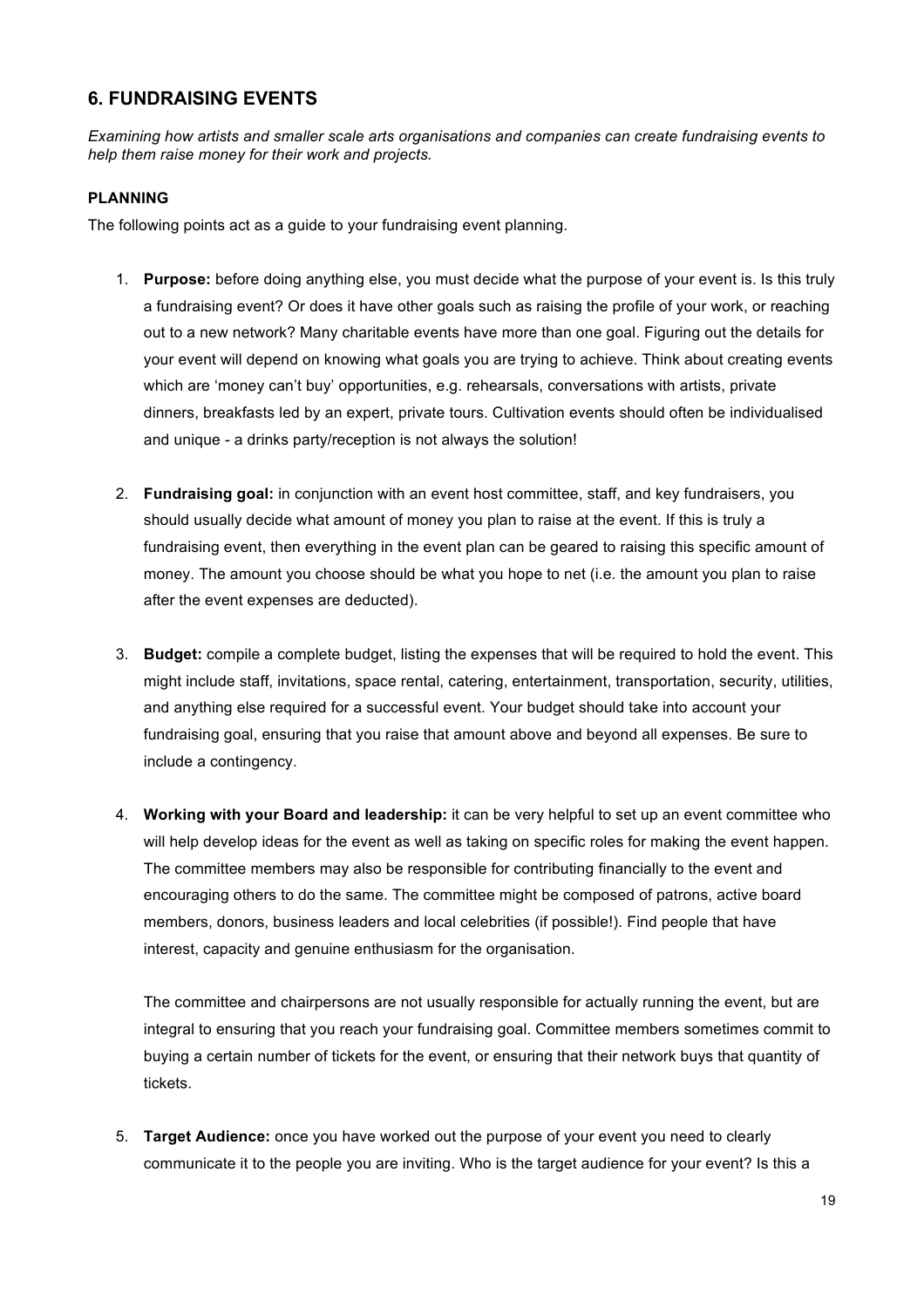## 6. FUNDRAISING EVENTS

*Examining how artists and smaller scale arts organisations and companies can create fundraising events to help them raise money for their work and projects.*

### PLANNING

The following points act as a guide to your fundraising event planning.

1. **Purpose:** before doing anything else, you must decide what the purpose of your event is. Is this truly a fundraising event? Or does it have other goals such as raising the profile of your work, or reaching out to a new network? Many charitable events have more than one goal. Figuring out the details for your event will depend on knowing what goals you are trying to achieve. Think about creating events which are 'money can't buy' opportunities, e.g. rehearsals, conversations with artists, private dinners, breakfasts led by an expert, private tours. Cultivation events should often be individualised and unique - a drinks party/reception is not always the solution!

2. **Fundraising goal:** in conjunction with an event host committee, staff, and key fundraisers, you should usually decide what amount of money you plan to raise at the event. If this is truly a fundraising event, then everything in the event plan can be geared to raising this specific amount of money. The amount you choose should be what you hope to net (i.e. the amount you plan to raise after the event expenses are deducted).

3. **Budget:** compile a complete budget, listing the expenses that will be required to hold the event. This might include staff, invitations, space rental, catering, entertainment, transportation, security, utilities, and anything else required for a successful event. Your budget should take into account your fundraising goal, ensuring that you raise that amount above and beyond all expenses. Be sure to include a contingency.

4. **Working with your Board and leadership:** it can be very helpful to set up an event committee who will help develop ideas for the event as well as taking on specific roles for making the event happen. The committee members may also be responsible for contributing financially to the event and encouraging others to do the same. The committee might be composed of patrons, active board members, donors, business leaders and local celebrities (if possible!). Find people that have interest, capacity and genuine enthusiasm for the organisation.

   The committee and chairpersons are not usually responsible for actually running the event, but are integral to ensuring that you reach your fundraising goal. Committee members sometimes commit to buying a certain number of tickets for the event, or ensuring that their network buys that quantity of tickets.

5. **Target Audience:** once you have worked out the purpose of your event you need to clearly communicate it to the people you are inviting. Who is the target audience for your event? Is this a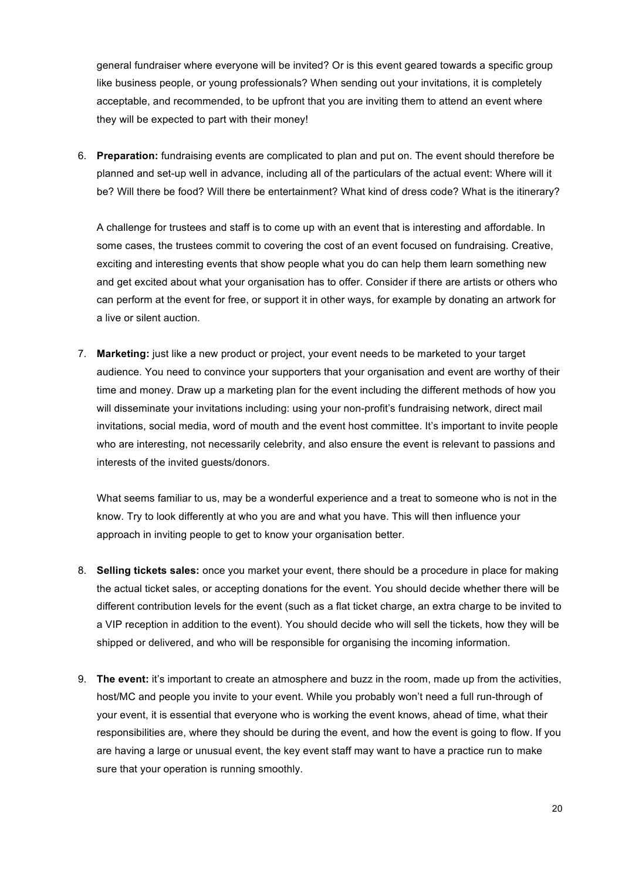general fundraiser where everyone will be invited? Or is this event geared towards a specific group like business people, or young professionals? When sending out your invitations, it is completely acceptable, and recommended, to be upfront that you are inviting them to attend an event where they will be expected to part with their money!

6. **Preparation:** fundraising events are complicated to plan and put on. The event should therefore be planned and set-up well in advance, including all of the particulars of the actual event: Where will it be? Will there be food? Will there be entertainment? What kind of dress code? What is the itinerary?

   A challenge for trustees and staff is to come up with an event that is interesting and affordable. In some cases, the trustees commit to covering the cost of an event focused on fundraising. Creative, exciting and interesting events that show people what you do can help them learn something new and get excited about what your organisation has to offer. Consider if there are artists or others who can perform at the event for free, or support it in other ways, for example by donating an artwork for a live or silent auction.

7. **Marketing:** just like a new product or project, your event needs to be marketed to your target audience. You need to convince your supporters that your organisation and event are worthy of their time and money. Draw up a marketing plan for the event including the different methods of how you will disseminate your invitations including: using your non-profit's fundraising network, direct mail invitations, social media, word of mouth and the event host committee. It's important to invite people who are interesting, not necessarily celebrity, and also ensure the event is relevant to passions and interests of the invited guests/donors.

   What seems familiar to us, may be a wonderful experience and a treat to someone who is not in the know. Try to look differently at who you are and what you have. This will then influence your approach in inviting people to get to know your organisation better.

8. **Selling tickets sales:** once you market your event, there should be a procedure in place for making the actual ticket sales, or accepting donations for the event. You should decide whether there will be different contribution levels for the event (such as a flat ticket charge, an extra charge to be invited to a VIP reception in addition to the event). You should decide who will sell the tickets, how they will be shipped or delivered, and who will be responsible for organising the incoming information.

9. **The event:** it's important to create an atmosphere and buzz in the room, made up from the activities, host/MC and people you invite to your event. While you probably won't need a full run-through of your event, it is essential that everyone who is working the event knows, ahead of time, what their responsibilities are, where they should be during the event, and how the event is going to flow. If you are having a large or unusual event, the key event staff may want to have a practice run to make sure that your operation is running smoothly.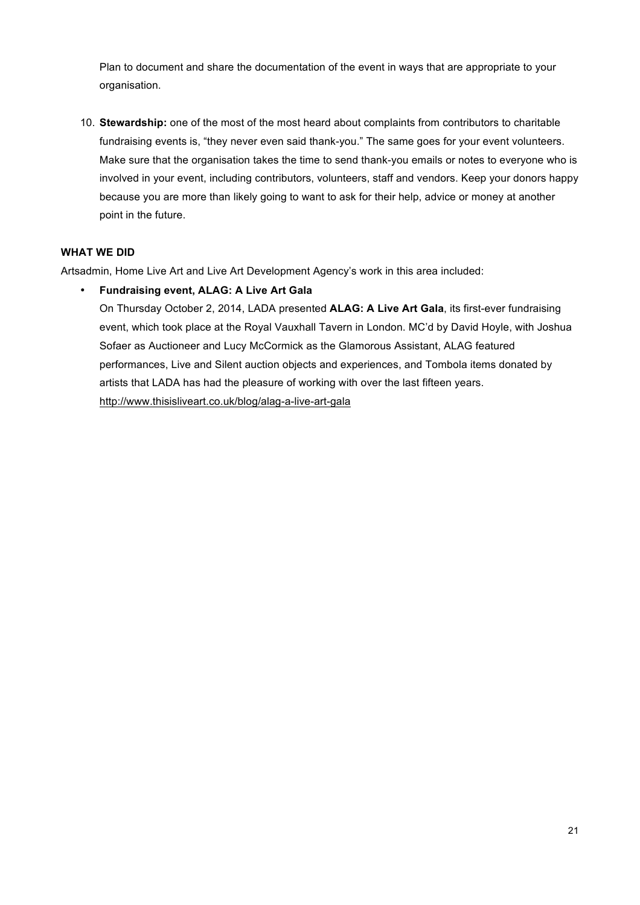Plan to document and share the documentation of the event in ways that are appropriate to your organisation.

10. **Stewardship:** one of the most of the most heard about complaints from contributors to charitable fundraising events is, “they never even said thank-you.” The same goes for your event volunteers. Make sure that the organisation takes the time to send thank-you emails or notes to everyone who is involved in your event, including contributors, volunteers, staff and vendors. Keep your donors happy because you are more than likely going to want to ask for their help, advice or money at another point in the future.

**WHAT WE DID**

Artsadmin, Home Live Art and Live Art Development Agency’s work in this area included:

- **Fundraising event, ALAG: A Live Art Gala**
  On Thursday October 2, 2014, LADA presented **ALAG: A Live Art Gala**, its first-ever fundraising event, which took place at the Royal Vauxhall Tavern in London. MC’d by David Hoyle, with Joshua Sofaer as Auctioneer and Lucy McCormick as the Glamorous Assistant, ALAG featured performances, Live and Silent auction objects and experiences, and Tombola items donated by artists that LADA has had the pleasure of working with over the last fifteen years.
  http://www.thisisliveart.co.uk/blog/alag-a-live-art-gala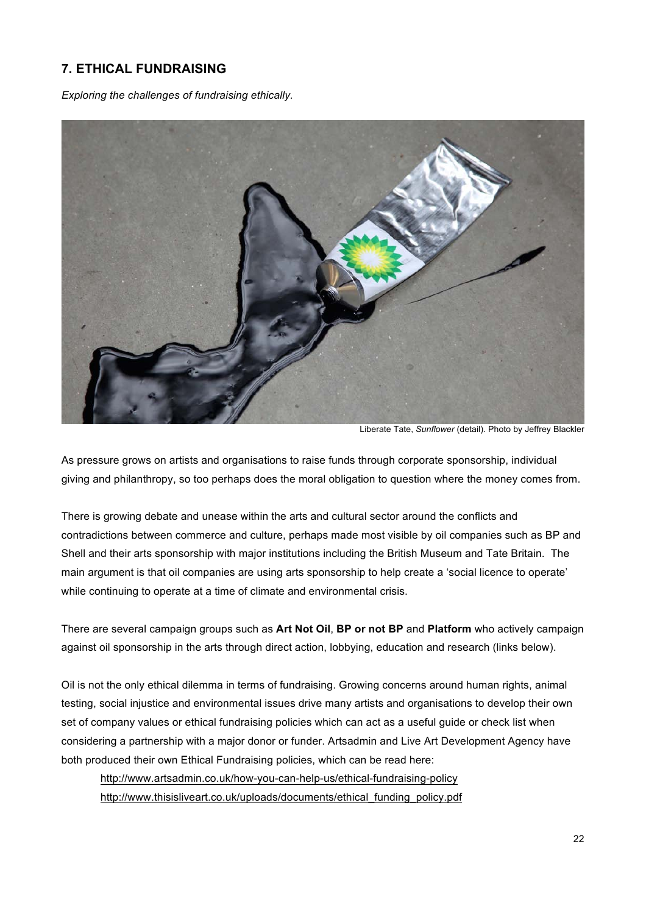## 7. ETHICAL FUNDRAISING

*Exploring the challenges of fundraising ethically.*

Liberate Tate, *Sunflower* (detail). Photo by Jeffrey Blackler

As pressure grows on artists and organisations to raise funds through corporate sponsorship, individual giving and philanthropy, so too perhaps does the moral obligation to question where the money comes from.

There is growing debate and unease within the arts and cultural sector around the conflicts and contradictions between commerce and culture, perhaps made most visible by oil companies such as BP and Shell and their arts sponsorship with major institutions including the British Museum and Tate Britain. The main argument is that oil companies are using arts sponsorship to help create a 'social licence to operate' while continuing to operate at a time of climate and environmental crisis.

There are several campaign groups such as **Art Not Oil**, **BP or not BP** and **Platform** who actively campaign against oil sponsorship in the arts through direct action, lobbying, education and research (links below).

Oil is not the only ethical dilemma in terms of fundraising. Growing concerns around human rights, animal testing, social injustice and environmental issues drive many artists and organisations to develop their own set of company values or ethical fundraising policies which can act as a useful guide or check list when considering a partnership with a major donor or funder. Artsadmin and Live Art Development Agency have both produced their own Ethical Fundraising policies, which can be read here:

http://www.artsadmin.co.uk/how-you-can-help-us/ethical-fundraising-policy
http://www.thisisliveart.co.uk/uploads/documents/ethical_funding_policy.pdf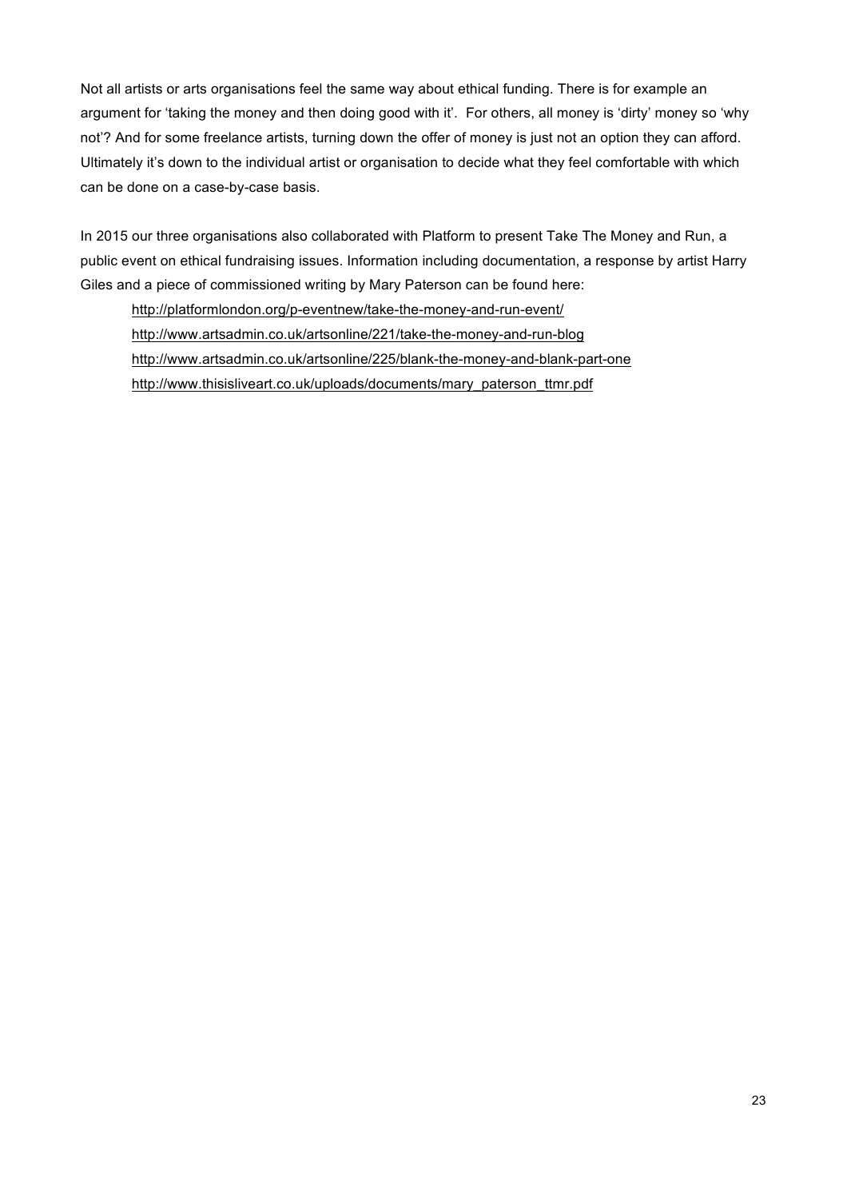Not all artists or arts organisations feel the same way about ethical funding. There is for example an argument for 'taking the money and then doing good with it'. For others, all money is 'dirty' money so 'why not'? And for some freelance artists, turning down the offer of money is just not an option they can afford. Ultimately it's down to the individual artist or organisation to decide what they feel comfortable with which can be done on a case-by-case basis.

In 2015 our three organisations also collaborated with Platform to present Take The Money and Run, a public event on ethical fundraising issues. Information including documentation, a response by artist Harry Giles and a piece of commissioned writing by Mary Paterson can be found here:

http://platformlondon.org/p-eventnew/take-the-money-and-run-event/
http://www.artsadmin.co.uk/artsonline/221/take-the-money-and-run-blog
http://www.artsadmin.co.uk/artsonline/225/blank-the-money-and-blank-part-one
http://www.thisisliveart.co.uk/uploads/documents/mary_paterson_ttmr.pdf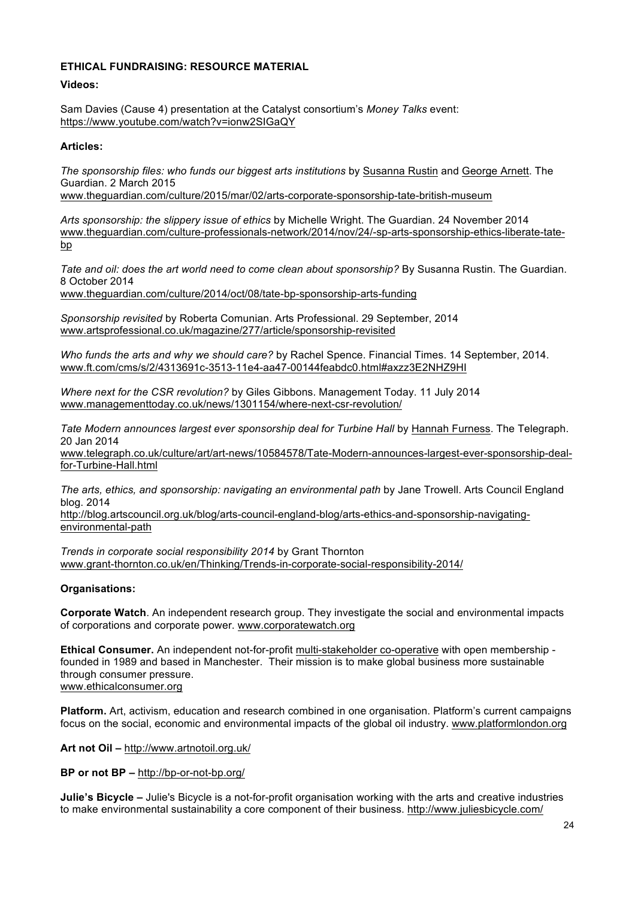**ETHICAL FUNDRAISING: RESOURCE MATERIAL**

**Videos:**

Sam Davies (Cause 4) presentation at the Catalyst consortium's *Money Talks* event: https://www.youtube.com/watch?v=ionw2SIGaQY

**Articles:**

*The sponsorship files: who funds our biggest arts institutions* by Susanna Rustin and George Arnett. The Guardian. 2 March 2015
www.theguardian.com/culture/2015/mar/02/arts-corporate-sponsorship-tate-british-museum

*Arts sponsorship: the slippery issue of ethics* by Michelle Wright. The Guardian. 24 November 2014
www.theguardian.com/culture-professionals-network/2014/nov/24/-sp-arts-sponsorship-ethics-liberate-tate-bp

*Tate and oil: does the art world need to come clean about sponsorship?* By Susanna Rustin. The Guardian. 8 October 2014
www.theguardian.com/culture/2014/oct/08/tate-bp-sponsorship-arts-funding

*Sponsorship revisited* by Roberta Comunian. Arts Professional. 29 September, 2014
www.artsprofessional.co.uk/magazine/277/article/sponsorship-revisited

*Who funds the arts and why we should care?* by Rachel Spence. Financial Times. 14 September, 2014.
www.ft.com/cms/s/2/4313691c-3513-11e4-aa47-00144feabdc0.html#axzz3E2NHZ9HI

*Where next for the CSR revolution?* by Giles Gibbons. Management Today. 11 July 2014
www.managementtoday.co.uk/news/1301154/where-next-csr-revolution/

*Tate Modern announces largest ever sponsorship deal for Turbine Hall* by Hannah Furness. The Telegraph. 20 Jan 2014
www.telegraph.co.uk/culture/art/art-news/10584578/Tate-Modern-announces-largest-ever-sponsorship-deal-for-Turbine-Hall.html

*The arts, ethics, and sponsorship: navigating an environmental path* by Jane Trowell. Arts Council England blog. 2014
http://blog.artscouncil.org.uk/blog/arts-council-england-blog/arts-ethics-and-sponsorship-navigating-environmental-path

*Trends in corporate social responsibility 2014* by Grant Thornton
www.grant-thornton.co.uk/en/Thinking/Trends-in-corporate-social-responsibility-2014/

**Organisations:**

**Corporate Watch**. An independent research group. They investigate the social and environmental impacts of corporations and corporate power. www.corporatewatch.org

**Ethical Consumer.** An independent not-for-profit multi-stakeholder co-operative with open membership - founded in 1989 and based in Manchester. Their mission is to make global business more sustainable through consumer pressure.
www.ethicalconsumer.org

**Platform.** Art, activism, education and research combined in one organisation. Platform's current campaigns focus on the social, economic and environmental impacts of the global oil industry. www.platformlondon.org

**Art not Oil –** http://www.artnotoil.org.uk/

**BP or not BP –** http://bp-or-not-bp.org/

**Julie's Bicycle –** Julie's Bicycle is a not-for-profit organisation working with the arts and creative industries to make environmental sustainability a core component of their business. http://www.juliesbicycle.com/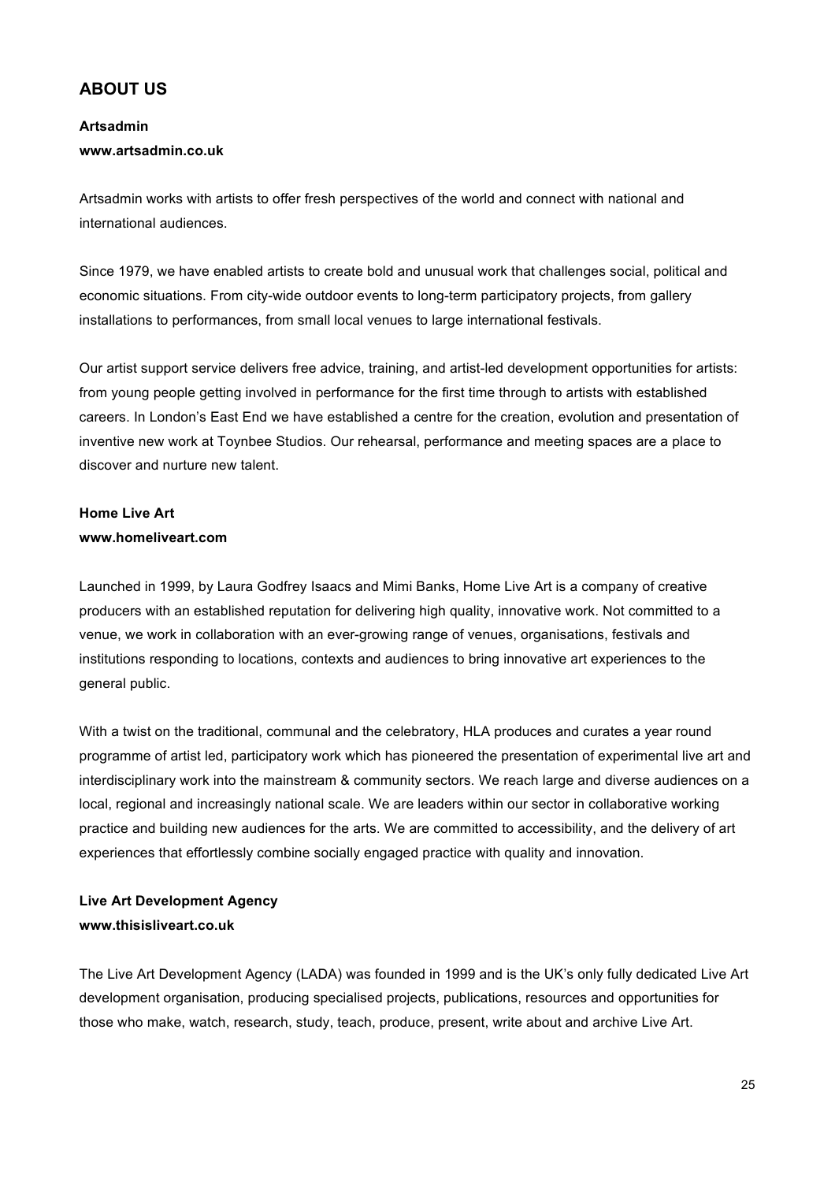## ABOUT US

**Artsadmin**
**www.artsadmin.co.uk**

Artsadmin works with artists to offer fresh perspectives of the world and connect with national and international audiences.

Since 1979, we have enabled artists to create bold and unusual work that challenges social, political and economic situations. From city-wide outdoor events to long-term participatory projects, from gallery installations to performances, from small local venues to large international festivals.

Our artist support service delivers free advice, training, and artist-led development opportunities for artists: from young people getting involved in performance for the first time through to artists with established careers. In London's East End we have established a centre for the creation, evolution and presentation of inventive new work at Toynbee Studios. Our rehearsal, performance and meeting spaces are a place to discover and nurture new talent.

**Home Live Art**
**www.homeliveart.com**

Launched in 1999, by Laura Godfrey Isaacs and Mimi Banks, Home Live Art is a company of creative producers with an established reputation for delivering high quality, innovative work. Not committed to a venue, we work in collaboration with an ever-growing range of venues, organisations, festivals and institutions responding to locations, contexts and audiences to bring innovative art experiences to the general public.

With a twist on the traditional, communal and the celebratory, HLA produces and curates a year round programme of artist led, participatory work which has pioneered the presentation of experimental live art and interdisciplinary work into the mainstream & community sectors. We reach large and diverse audiences on a local, regional and increasingly national scale. We are leaders within our sector in collaborative working practice and building new audiences for the arts. We are committed to accessibility, and the delivery of art experiences that effortlessly combine socially engaged practice with quality and innovation.

**Live Art Development Agency**
**www.thisisliveart.co.uk**

The Live Art Development Agency (LADA) was founded in 1999 and is the UK's only fully dedicated Live Art development organisation, producing specialised projects, publications, resources and opportunities for those who make, watch, research, study, teach, produce, present, write about and archive Live Art.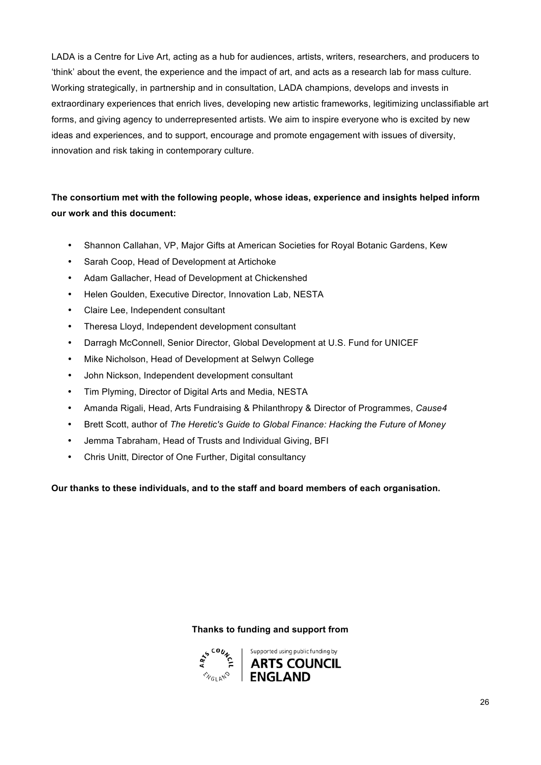LADA is a Centre for Live Art, acting as a hub for audiences, artists, writers, researchers, and producers to 'think' about the event, the experience and the impact of art, and acts as a research lab for mass culture. Working strategically, in partnership and in consultation, LADA champions, develops and invests in extraordinary experiences that enrich lives, developing new artistic frameworks, legitimizing unclassifiable art forms, and giving agency to underrepresented artists. We aim to inspire everyone who is excited by new ideas and experiences, and to support, encourage and promote engagement with issues of diversity, innovation and risk taking in contemporary culture.

**The consortium met with the following people, whose ideas, experience and insights helped inform our work and this document:**

- Shannon Callahan, VP, Major Gifts at American Societies for Royal Botanic Gardens, Kew
- Sarah Coop, Head of Development at Artichoke
- Adam Gallacher, Head of Development at Chickenshed
- Helen Goulden, Executive Director, Innovation Lab, NESTA
- Claire Lee, Independent consultant
- Theresa Lloyd, Independent development consultant
- Darragh McConnell, Senior Director, Global Development at U.S. Fund for UNICEF
- Mike Nicholson, Head of Development at Selwyn College
- John Nickson, Independent development consultant
- Tim Plyming, Director of Digital Arts and Media, NESTA
- Amanda Rigali, Head, Arts Fundraising & Philanthropy & Director of Programmes, *Cause4*
- Brett Scott, author of *The Heretic's Guide to Global Finance: Hacking the Future of Money*
- Jemma Tabraham, Head of Trusts and Individual Giving, BFI
- Chris Unitt, Director of One Further, Digital consultancy

**Our thanks to these individuals, and to the staff and board members of each organisation.**

**Thanks to funding and support from**

Supported using public funding by ARTS COUNCIL ENGLAND